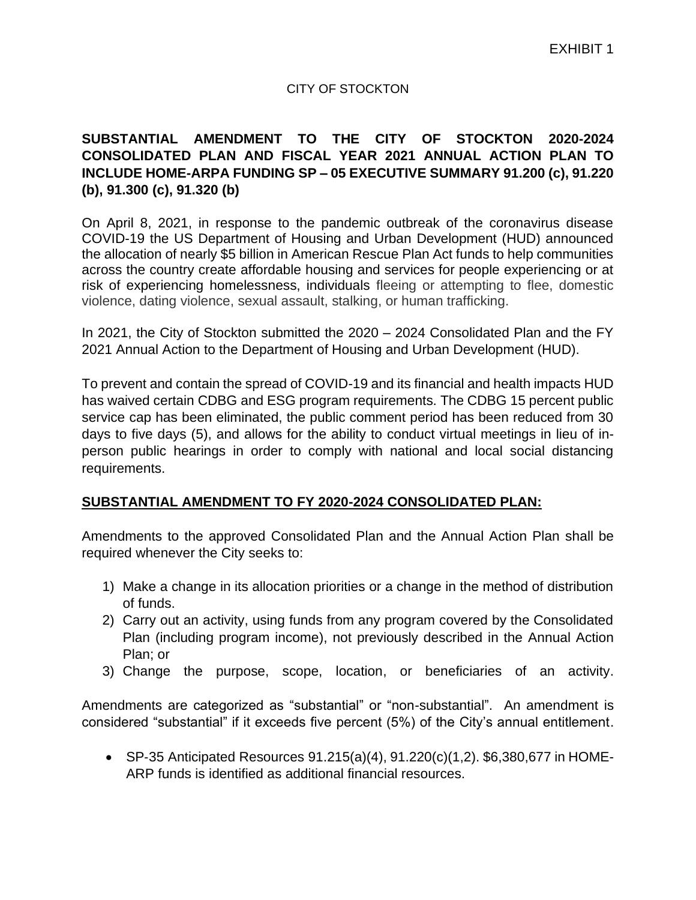EXHIBIT 1

CITY OF STOCKTON

## SUBSTANTIAL AMENDMENT TO THE CITY OF STOCKTON 2020-2024 CONSOLIDATED PLAN AND FISCAL YEAR 2021 ANNUAL ACTION PLAN TO INCLUDE HOME-ARPA FUNDING SP – 05 EXECUTIVE SUMMARY 91.200 (c), 91.220 (b), 91.300 (c), 91.320 (b)

On April 8, 2021, in response to the pandemic outbreak of the coronavirus disease COVID-19 the US Department of Housing and Urban Development (HUD) announced the allocation of nearly $5 billion in American Rescue Plan Act funds to help communities across the country create affordable housing and services for people experiencing or at risk of experiencing homelessness, individuals fleeing or attempting to flee, domestic violence, dating violence, sexual assault, stalking, or human trafficking.

In 2021, the City of Stockton submitted the 2020 – 2024 Consolidated Plan and the FY 2021 Annual Action to the Department of Housing and Urban Development (HUD).

To prevent and contain the spread of COVID-19 and its financial and health impacts HUD has waived certain CDBG and ESG program requirements. The CDBG 15 percent public service cap has been eliminated, the public comment period has been reduced from 30 days to five days (5), and allows for the ability to conduct virtual meetings in lieu of in-person public hearings in order to comply with national and local social distancing requirements.

### SUBSTANTIAL AMENDMENT TO FY 2020-2024 CONSOLIDATED PLAN:

Amendments to the approved Consolidated Plan and the Annual Action Plan shall be required whenever the City seeks to:

1) Make a change in its allocation priorities or a change in the method of distribution of funds.
2) Carry out an activity, using funds from any program covered by the Consolidated Plan (including program income), not previously described in the Annual Action Plan; or
3) Change the purpose, scope, location, or beneficiaries of an activity.

Amendments are categorized as "substantial" or "non-substantial". An amendment is considered "substantial" if it exceeds five percent (5%) of the City's annual entitlement.

- SP-35 Anticipated Resources 91.215(a)(4), 91.220(c)(1,2). $6,380,677 in HOME-ARP funds is identified as additional financial resources.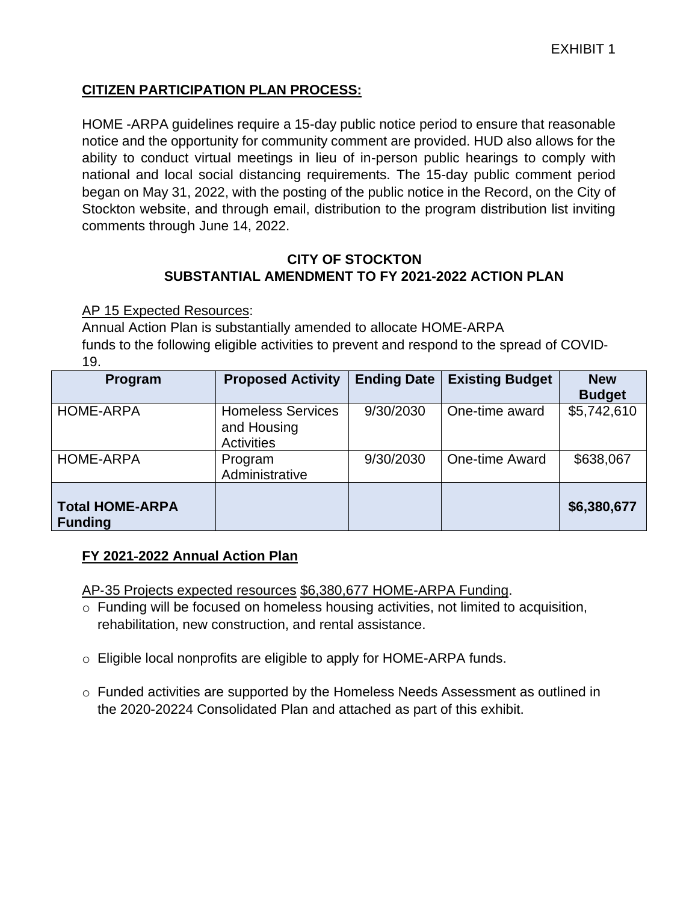EXHIBIT 1

**CITIZEN PARTICIPATION PLAN PROCESS:**

HOME -ARPA guidelines require a 15-day public notice period to ensure that reasonable notice and the opportunity for community comment are provided. HUD also allows for the ability to conduct virtual meetings in lieu of in-person public hearings to comply with national and local social distancing requirements. The 15-day public comment period began on May 31, 2022, with the posting of the public notice in the Record, on the City of Stockton website, and through email, distribution to the program distribution list inviting comments through June 14, 2022.

## CITY OF STOCKTON
## SUBSTANTIAL AMENDMENT TO FY 2021-2022 ACTION PLAN

AP 15 Expected Resources:

Annual Action Plan is substantially amended to allocate HOME-ARPA funds to the following eligible activities to prevent and respond to the spread of COVID-19.

| Program | Proposed Activity | Ending Date | Existing Budget | New Budget |
|---|---|---|---|---|
| HOME-ARPA | Homeless Services and Housing Activities | 9/30/2030 | One-time award | $5,742,610 |
| HOME-ARPA | Program Administrative | 9/30/2030 | One-time Award | $638,067 |
| **Total HOME-ARPA Funding** | | | | **$6,380,677** |

**FY 2021-2022 Annual Action Plan**

AP-35 Projects expected resources $6,380,677 HOME-ARPA Funding.

- Funding will be focused on homeless housing activities, not limited to acquisition, rehabilitation, new construction, and rental assistance.
- Eligible local nonprofits are eligible to apply for HOME-ARPA funds.
- Funded activities are supported by the Homeless Needs Assessment as outlined in the 2020-20224 Consolidated Plan and attached as part of this exhibit.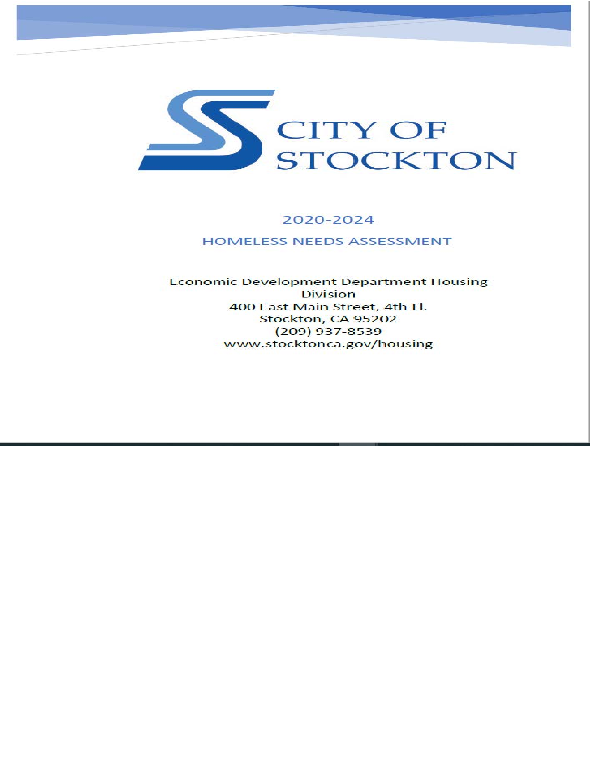# CITY OF STOCKTON

## 2020-2024

## HOMELESS NEEDS ASSESSMENT

Economic Development Department Housing Division
400 East Main Street, 4th Fl.
Stockton, CA 95202
(209) 937-8539
www.stocktonca.gov/housing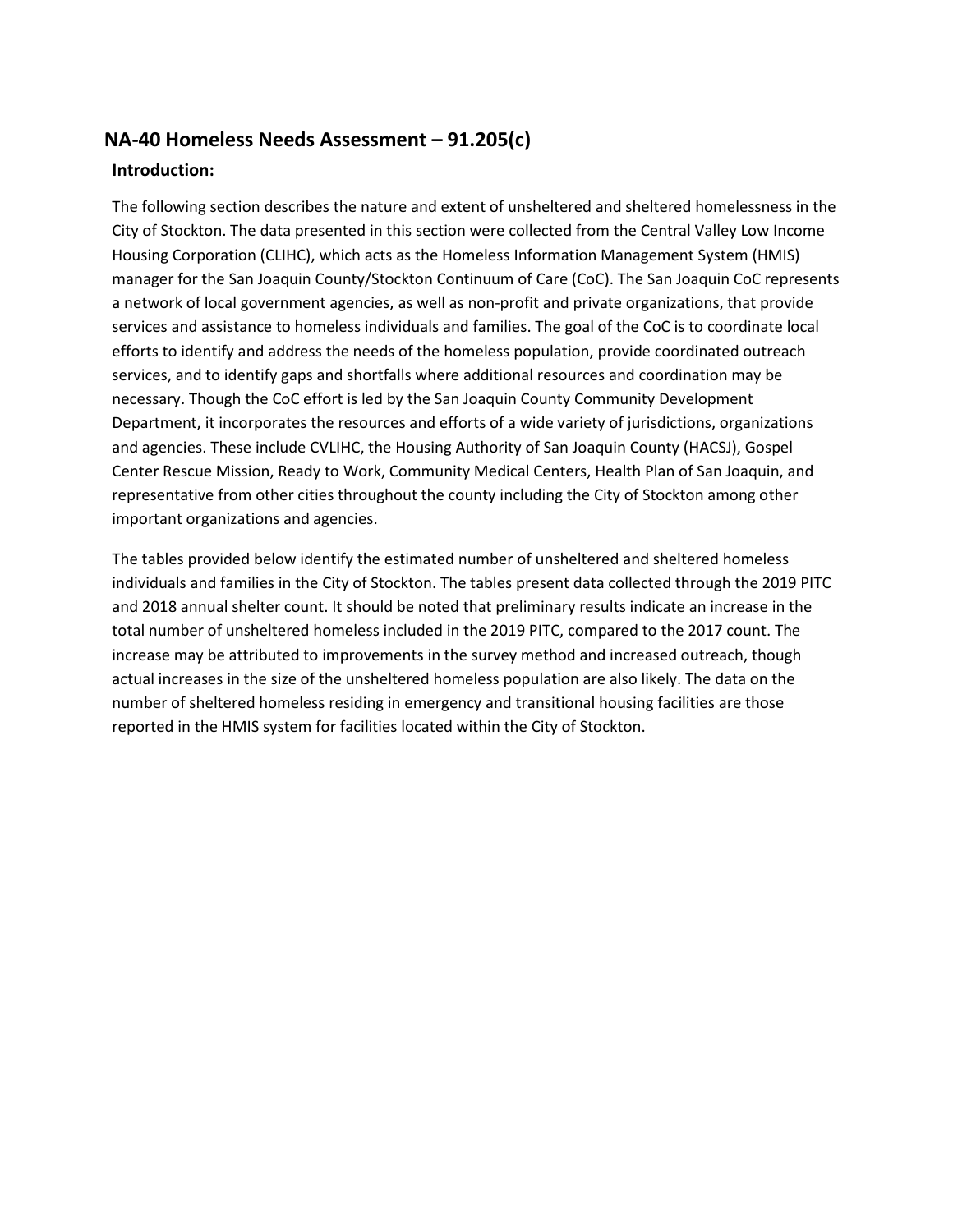## NA-40 Homeless Needs Assessment – 91.205(c)

### Introduction:

The following section describes the nature and extent of unsheltered and sheltered homelessness in the City of Stockton. The data presented in this section were collected from the Central Valley Low Income Housing Corporation (CLIHC), which acts as the Homeless Information Management System (HMIS) manager for the San Joaquin County/Stockton Continuum of Care (CoC). The San Joaquin CoC represents a network of local government agencies, as well as non-profit and private organizations, that provide services and assistance to homeless individuals and families. The goal of the CoC is to coordinate local efforts to identify and address the needs of the homeless population, provide coordinated outreach services, and to identify gaps and shortfalls where additional resources and coordination may be necessary. Though the CoC effort is led by the San Joaquin County Community Development Department, it incorporates the resources and efforts of a wide variety of jurisdictions, organizations and agencies. These include CVLIHC, the Housing Authority of San Joaquin County (HACSJ), Gospel Center Rescue Mission, Ready to Work, Community Medical Centers, Health Plan of San Joaquin, and representative from other cities throughout the county including the City of Stockton among other important organizations and agencies.

The tables provided below identify the estimated number of unsheltered and sheltered homeless individuals and families in the City of Stockton. The tables present data collected through the 2019 PITC and 2018 annual shelter count. It should be noted that preliminary results indicate an increase in the total number of unsheltered homeless included in the 2019 PITC, compared to the 2017 count. The increase may be attributed to improvements in the survey method and increased outreach, though actual increases in the size of the unsheltered homeless population are also likely. The data on the number of sheltered homeless residing in emergency and transitional housing facilities are those reported in the HMIS system for facilities located within the City of Stockton.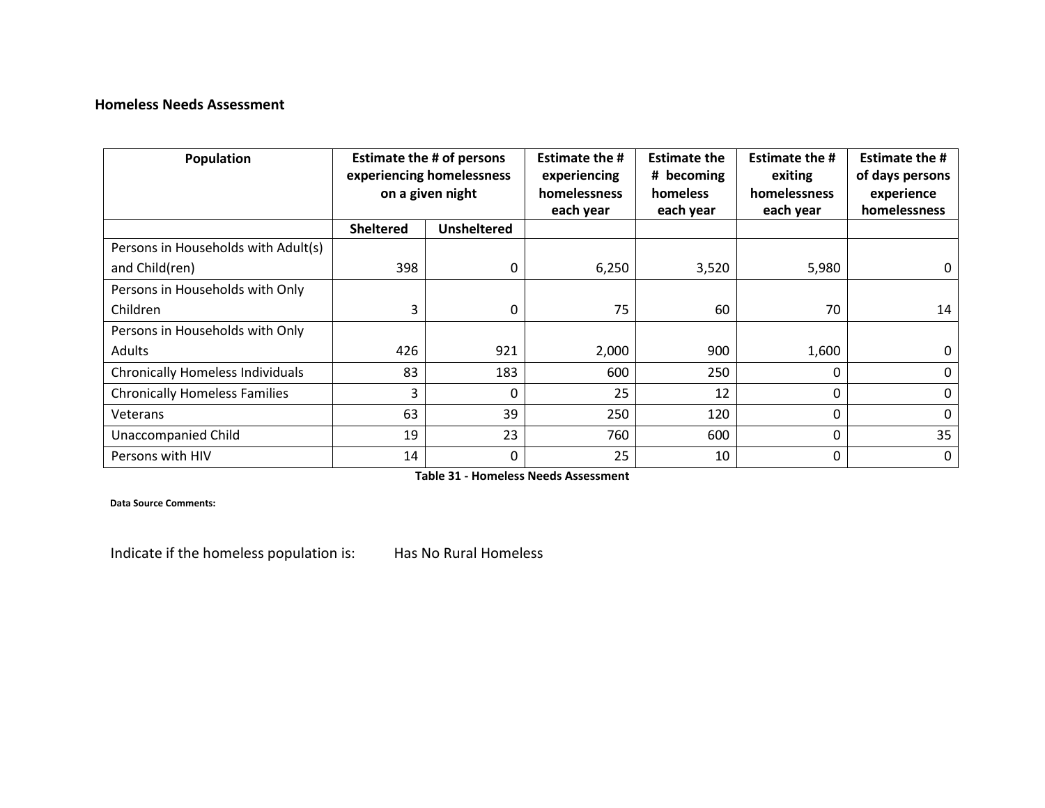## Homeless Needs Assessment

| Population | Estimate the # of persons experiencing homelessness on a given night | | Estimate the # experiencing homelessness each year | Estimate the # becoming homeless each year | Estimate the # exiting homelessness each year | Estimate the # of days persons experience homelessness |
|---|---|---|---|---|---|---|
| | Sheltered | Unsheltered | | | | |
| Persons in Households with Adult(s) and Child(ren) | 398 | 0 | 6,250 | 3,520 | 5,980 | 0 |
| Persons in Households with Only Children | 3 | 0 | 75 | 60 | 70 | 14 |
| Persons in Households with Only Adults | 426 | 921 | 2,000 | 900 | 1,600 | 0 |
| Chronically Homeless Individuals | 83 | 183 | 600 | 250 | 0 | 0 |
| Chronically Homeless Families | 3 | 0 | 25 | 12 | 0 | 0 |
| Veterans | 63 | 39 | 250 | 120 | 0 | 0 |
| Unaccompanied Child | 19 | 23 | 760 | 600 | 0 | 35 |
| Persons with HIV | 14 | 0 | 25 | 10 | 0 | 0 |

**Table 31 - Homeless Needs Assessment**

**Data Source Comments:**

Indicate if the homeless population is: Has No Rural Homeless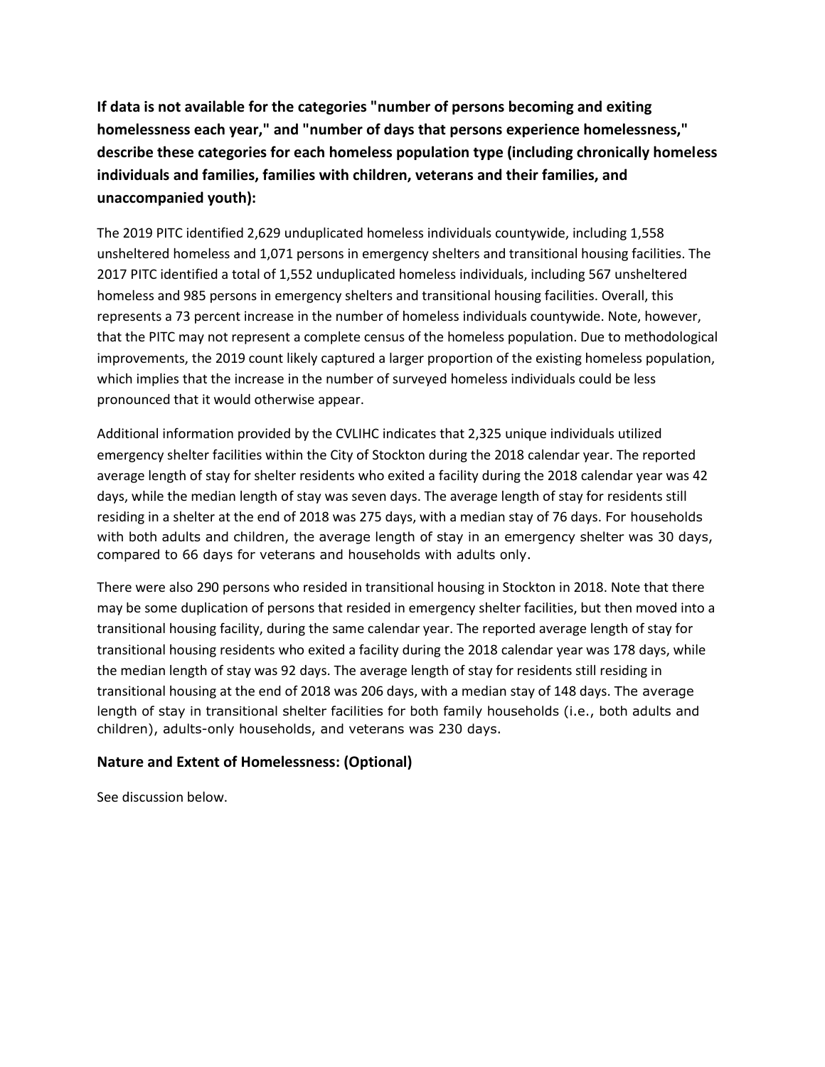**If data is not available for the categories "number of persons becoming and exiting homelessness each year," and "number of days that persons experience homelessness," describe these categories for each homeless population type (including chronically homeless individuals and families, families with children, veterans and their families, and unaccompanied youth):**

The 2019 PITC identified 2,629 unduplicated homeless individuals countywide, including 1,558 unsheltered homeless and 1,071 persons in emergency shelters and transitional housing facilities. The 2017 PITC identified a total of 1,552 unduplicated homeless individuals, including 567 unsheltered homeless and 985 persons in emergency shelters and transitional housing facilities. Overall, this represents a 73 percent increase in the number of homeless individuals countywide. Note, however, that the PITC may not represent a complete census of the homeless population. Due to methodological improvements, the 2019 count likely captured a larger proportion of the existing homeless population, which implies that the increase in the number of surveyed homeless individuals could be less pronounced that it would otherwise appear.

Additional information provided by the CVLIHC indicates that 2,325 unique individuals utilized emergency shelter facilities within the City of Stockton during the 2018 calendar year. The reported average length of stay for shelter residents who exited a facility during the 2018 calendar year was 42 days, while the median length of stay was seven days. The average length of stay for residents still residing in a shelter at the end of 2018 was 275 days, with a median stay of 76 days. For households with both adults and children, the average length of stay in an emergency shelter was 30 days, compared to 66 days for veterans and households with adults only.

There were also 290 persons who resided in transitional housing in Stockton in 2018. Note that there may be some duplication of persons that resided in emergency shelter facilities, but then moved into a transitional housing facility, during the same calendar year. The reported average length of stay for transitional housing residents who exited a facility during the 2018 calendar year was 178 days, while the median length of stay was 92 days. The average length of stay for residents still residing in transitional housing at the end of 2018 was 206 days, with a median stay of 148 days. The average length of stay in transitional shelter facilities for both family households (i.e., both adults and children), adults-only households, and veterans was 230 days.

### Nature and Extent of Homelessness: (Optional)

See discussion below.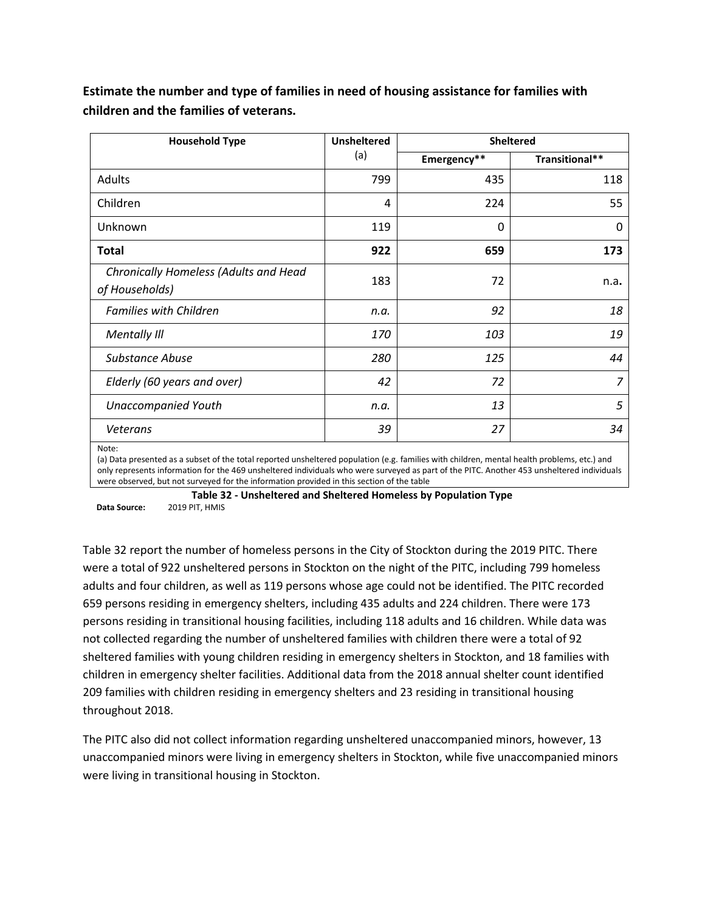**Estimate the number and type of families in need of housing assistance for families with children and the families of veterans.**

| Household Type | Unsheltered (a) | Sheltered | |
|---|---|---|---|
| | | Emergency** | Transitional** |
| Adults | 799 | 435 | 118 |
| Children | 4 | 224 | 55 |
| Unknown | 119 | 0 | 0 |
| **Total** | **922** | **659** | **173** |
| *Chronically Homeless (Adults and Head of Households)* | 183 | 72 | n.a. |
| *Families with Children* | *n.a.* | *92* | *18* |
| *Mentally Ill* | *170* | *103* | *19* |
| *Substance Abuse* | *280* | *125* | *44* |
| *Elderly (60 years and over)* | *42* | *72* | *7* |
| *Unaccompanied Youth* | *n.a.* | *13* | *5* |
| *Veterans* | *39* | *27* | *34* |

Note:
(a) Data presented as a subset of the total reported unsheltered population (e.g. families with children, mental health problems, etc.) and only represents information for the 469 unsheltered individuals who were surveyed as part of the PITC. Another 453 unsheltered individuals were observed, but not surveyed for the information provided in this section of the table

**Table 32 - Unsheltered and Sheltered Homeless by Population Type**

**Data Source:** 2019 PIT, HMIS

Table 32 report the number of homeless persons in the City of Stockton during the 2019 PITC. There were a total of 922 unsheltered persons in Stockton on the night of the PITC, including 799 homeless adults and four children, as well as 119 persons whose age could not be identified. The PITC recorded 659 persons residing in emergency shelters, including 435 adults and 224 children. There were 173 persons residing in transitional housing facilities, including 118 adults and 16 children. While data was not collected regarding the number of unsheltered families with children there were a total of 92 sheltered families with young children residing in emergency shelters in Stockton, and 18 families with children in emergency shelter facilities. Additional data from the 2018 annual shelter count identified 209 families with children residing in emergency shelters and 23 residing in transitional housing throughout 2018.

The PITC also did not collect information regarding unsheltered unaccompanied minors, however, 13 unaccompanied minors were living in emergency shelters in Stockton, while five unaccompanied minors were living in transitional housing in Stockton.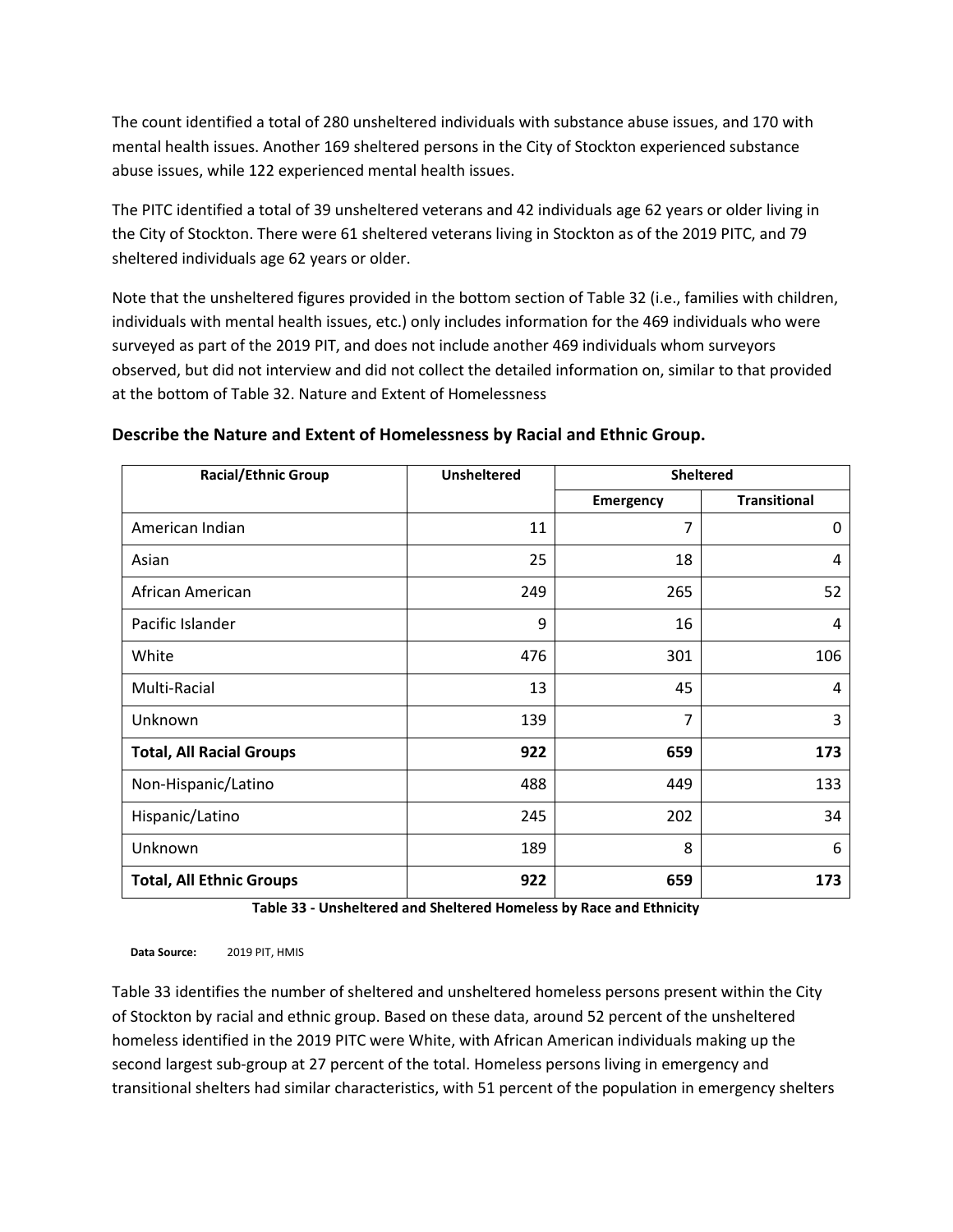The count identified a total of 280 unsheltered individuals with substance abuse issues, and 170 with mental health issues. Another 169 sheltered persons in the City of Stockton experienced substance abuse issues, while 122 experienced mental health issues.

The PITC identified a total of 39 unsheltered veterans and 42 individuals age 62 years or older living in the City of Stockton. There were 61 sheltered veterans living in Stockton as of the 2019 PITC, and 79 sheltered individuals age 62 years or older.

Note that the unsheltered figures provided in the bottom section of Table 32 (i.e., families with children, individuals with mental health issues, etc.) only includes information for the 469 individuals who were surveyed as part of the 2019 PIT, and does not include another 469 individuals whom surveyors observed, but did not interview and did not collect the detailed information on, similar to that provided at the bottom of Table 32. Nature and Extent of Homelessness

### Describe the Nature and Extent of Homelessness by Racial and Ethnic Group.

| Racial/Ethnic Group | Unsheltered | Sheltered | |
|---|---|---|---|
| | | Emergency | Transitional |
| American Indian | 11 | 7 | 0 |
| Asian | 25 | 18 | 4 |
| African American | 249 | 265 | 52 |
| Pacific Islander | 9 | 16 | 4 |
| White | 476 | 301 | 106 |
| Multi-Racial | 13 | 45 | 4 |
| Unknown | 139 | 7 | 3 |
| **Total, All Racial Groups** | **922** | **659** | **173** |
| Non-Hispanic/Latino | 488 | 449 | 133 |
| Hispanic/Latino | 245 | 202 | 34 |
| Unknown | 189 | 8 | 6 |
| **Total, All Ethnic Groups** | **922** | **659** | **173** |

**Table 33 - Unsheltered and Sheltered Homeless by Race and Ethnicity**

**Data Source:** 2019 PIT, HMIS

Table 33 identifies the number of sheltered and unsheltered homeless persons present within the City of Stockton by racial and ethnic group. Based on these data, around 52 percent of the unsheltered homeless identified in the 2019 PITC were White, with African American individuals making up the second largest sub-group at 27 percent of the total. Homeless persons living in emergency and transitional shelters had similar characteristics, with 51 percent of the population in emergency shelters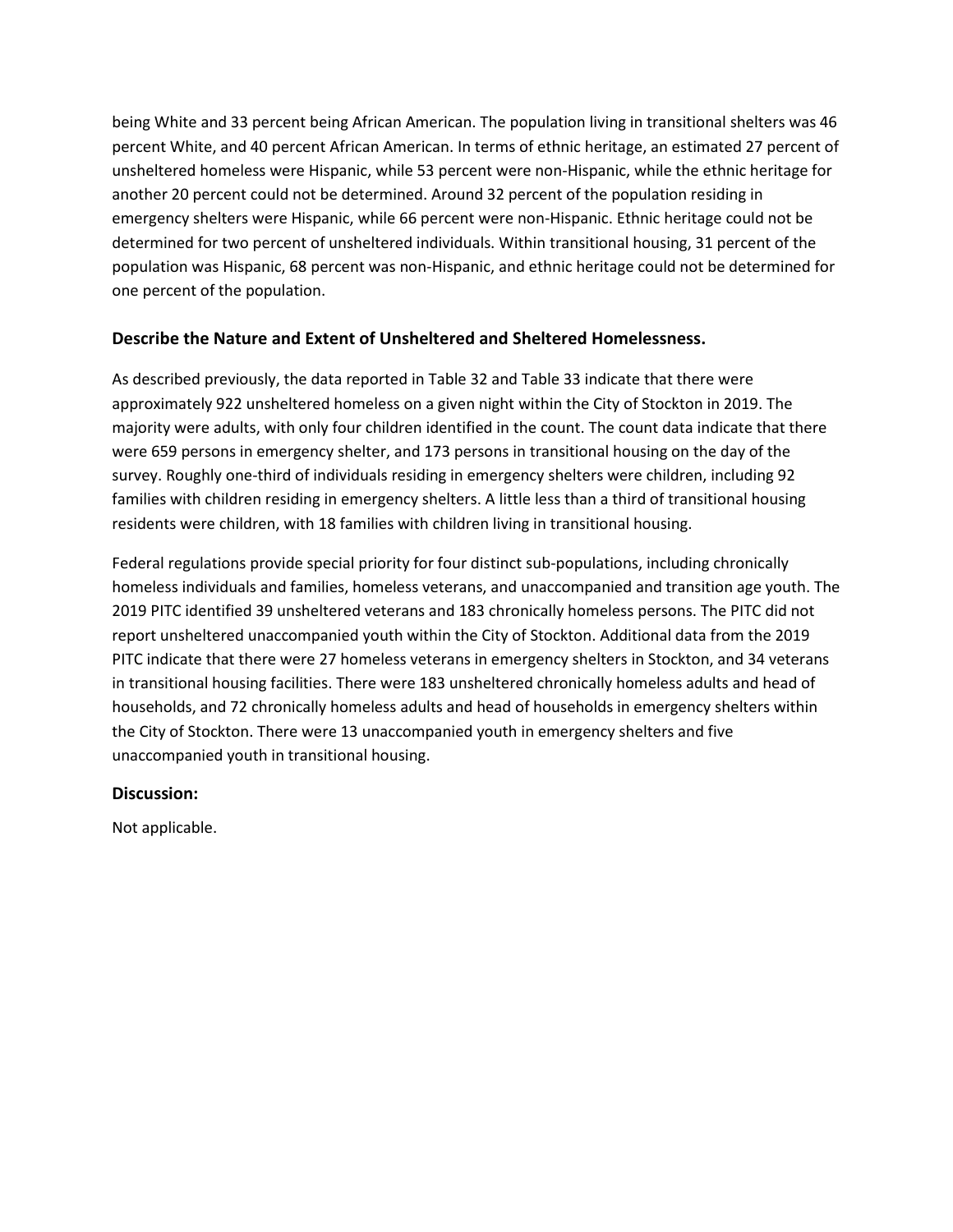being White and 33 percent being African American. The population living in transitional shelters was 46 percent White, and 40 percent African American. In terms of ethnic heritage, an estimated 27 percent of unsheltered homeless were Hispanic, while 53 percent were non-Hispanic, while the ethnic heritage for another 20 percent could not be determined. Around 32 percent of the population residing in emergency shelters were Hispanic, while 66 percent were non-Hispanic. Ethnic heritage could not be determined for two percent of unsheltered individuals. Within transitional housing, 31 percent of the population was Hispanic, 68 percent was non-Hispanic, and ethnic heritage could not be determined for one percent of the population.

### Describe the Nature and Extent of Unsheltered and Sheltered Homelessness.

As described previously, the data reported in Table 32 and Table 33 indicate that there were approximately 922 unsheltered homeless on a given night within the City of Stockton in 2019. The majority were adults, with only four children identified in the count. The count data indicate that there were 659 persons in emergency shelter, and 173 persons in transitional housing on the day of the survey. Roughly one-third of individuals residing in emergency shelters were children, including 92 families with children residing in emergency shelters. A little less than a third of transitional housing residents were children, with 18 families with children living in transitional housing.

Federal regulations provide special priority for four distinct sub-populations, including chronically homeless individuals and families, homeless veterans, and unaccompanied and transition age youth. The 2019 PITC identified 39 unsheltered veterans and 183 chronically homeless persons. The PITC did not report unsheltered unaccompanied youth within the City of Stockton. Additional data from the 2019 PITC indicate that there were 27 homeless veterans in emergency shelters in Stockton, and 34 veterans in transitional housing facilities. There were 183 unsheltered chronically homeless adults and head of households, and 72 chronically homeless adults and head of households in emergency shelters within the City of Stockton. There were 13 unaccompanied youth in emergency shelters and five unaccompanied youth in transitional housing.

### Discussion:

Not applicable.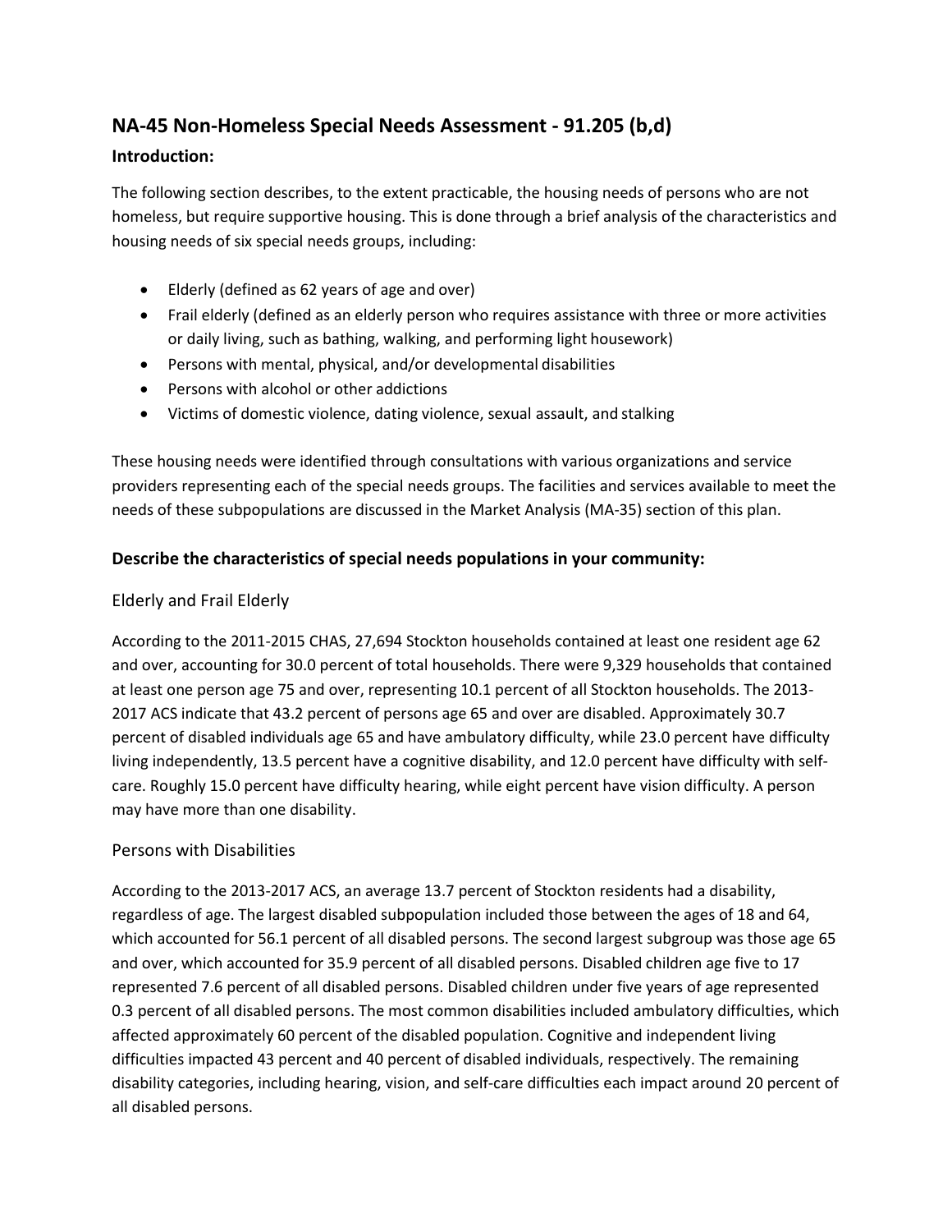## NA-45 Non-Homeless Special Needs Assessment - 91.205 (b,d)

### Introduction:

The following section describes, to the extent practicable, the housing needs of persons who are not homeless, but require supportive housing. This is done through a brief analysis of the characteristics and housing needs of six special needs groups, including:

- Elderly (defined as 62 years of age and over)
- Frail elderly (defined as an elderly person who requires assistance with three or more activities or daily living, such as bathing, walking, and performing light housework)
- Persons with mental, physical, and/or developmental disabilities
- Persons with alcohol or other addictions
- Victims of domestic violence, dating violence, sexual assault, and stalking

These housing needs were identified through consultations with various organizations and service providers representing each of the special needs groups. The facilities and services available to meet the needs of these subpopulations are discussed in the Market Analysis (MA-35) section of this plan.

### Describe the characteristics of special needs populations in your community:

#### Elderly and Frail Elderly

According to the 2011-2015 CHAS, 27,694 Stockton households contained at least one resident age 62 and over, accounting for 30.0 percent of total households. There were 9,329 households that contained at least one person age 75 and over, representing 10.1 percent of all Stockton households. The 2013-2017 ACS indicate that 43.2 percent of persons age 65 and over are disabled. Approximately 30.7 percent of disabled individuals age 65 and have ambulatory difficulty, while 23.0 percent have difficulty living independently, 13.5 percent have a cognitive disability, and 12.0 percent have difficulty with self-care. Roughly 15.0 percent have difficulty hearing, while eight percent have vision difficulty. A person may have more than one disability.

#### Persons with Disabilities

According to the 2013-2017 ACS, an average 13.7 percent of Stockton residents had a disability, regardless of age. The largest disabled subpopulation included those between the ages of 18 and 64, which accounted for 56.1 percent of all disabled persons. The second largest subgroup was those age 65 and over, which accounted for 35.9 percent of all disabled persons. Disabled children age five to 17 represented 7.6 percent of all disabled persons. Disabled children under five years of age represented 0.3 percent of all disabled persons. The most common disabilities included ambulatory difficulties, which affected approximately 60 percent of the disabled population. Cognitive and independent living difficulties impacted 43 percent and 40 percent of disabled individuals, respectively. The remaining disability categories, including hearing, vision, and self-care difficulties each impact around 20 percent of all disabled persons.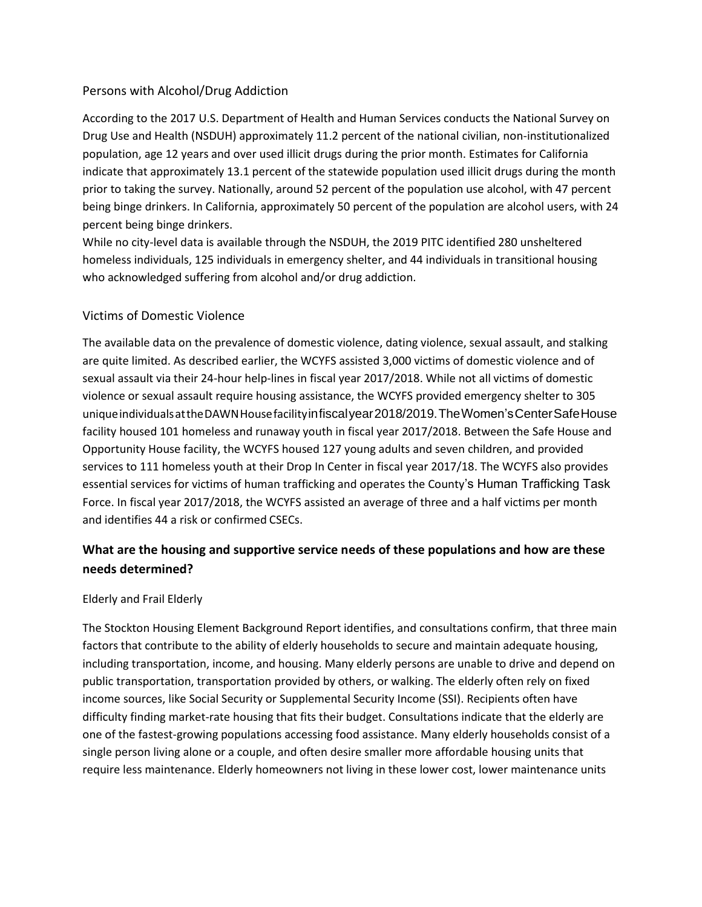### Persons with Alcohol/Drug Addiction

According to the 2017 U.S. Department of Health and Human Services conducts the National Survey on Drug Use and Health (NSDUH) approximately 11.2 percent of the national civilian, non-institutionalized population, age 12 years and over used illicit drugs during the prior month. Estimates for California indicate that approximately 13.1 percent of the statewide population used illicit drugs during the month prior to taking the survey. Nationally, around 52 percent of the population use alcohol, with 47 percent being binge drinkers. In California, approximately 50 percent of the population are alcohol users, with 24 percent being binge drinkers.

While no city-level data is available through the NSDUH, the 2019 PITC identified 280 unsheltered homeless individuals, 125 individuals in emergency shelter, and 44 individuals in transitional housing who acknowledged suffering from alcohol and/or drug addiction.

### Victims of Domestic Violence

The available data on the prevalence of domestic violence, dating violence, sexual assault, and stalking are quite limited. As described earlier, the WCYFS assisted 3,000 victims of domestic violence and of sexual assault via their 24-hour help-lines in fiscal year 2017/2018. While not all victims of domestic violence or sexual assault require housing assistance, the WCYFS provided emergency shelter to 305 unique individuals at the DAWN House facility in fiscal year 2018/2019. The Women's Center Safe House facility housed 101 homeless and runaway youth in fiscal year 2017/2018. Between the Safe House and Opportunity House facility, the WCYFS housed 127 young adults and seven children, and provided services to 111 homeless youth at their Drop In Center in fiscal year 2017/18. The WCYFS also provides essential services for victims of human trafficking and operates the County's Human Trafficking Task Force. In fiscal year 2017/2018, the WCYFS assisted an average of three and a half victims per month and identifies 44 a risk or confirmed CSECs.

## What are the housing and supportive service needs of these populations and how are these needs determined?

### Elderly and Frail Elderly

The Stockton Housing Element Background Report identifies, and consultations confirm, that three main factors that contribute to the ability of elderly households to secure and maintain adequate housing, including transportation, income, and housing. Many elderly persons are unable to drive and depend on public transportation, transportation provided by others, or walking. The elderly often rely on fixed income sources, like Social Security or Supplemental Security Income (SSI). Recipients often have difficulty finding market-rate housing that fits their budget. Consultations indicate that the elderly are one of the fastest-growing populations accessing food assistance. Many elderly households consist of a single person living alone or a couple, and often desire smaller more affordable housing units that require less maintenance. Elderly homeowners not living in these lower cost, lower maintenance units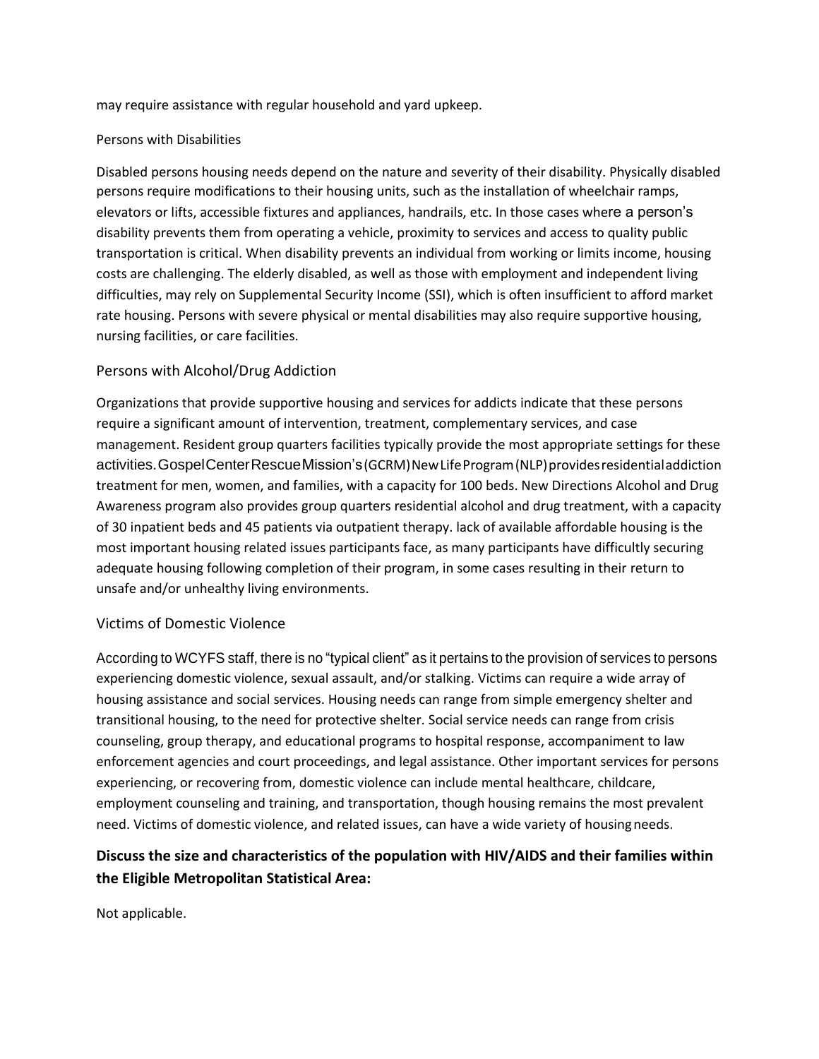may require assistance with regular household and yard upkeep.

Persons with Disabilities

Disabled persons housing needs depend on the nature and severity of their disability. Physically disabled persons require modifications to their housing units, such as the installation of wheelchair ramps, elevators or lifts, accessible fixtures and appliances, handrails, etc. In those cases where a person's disability prevents them from operating a vehicle, proximity to services and access to quality public transportation is critical. When disability prevents an individual from working or limits income, housing costs are challenging. The elderly disabled, as well as those with employment and independent living difficulties, may rely on Supplemental Security Income (SSI), which is often insufficient to afford market rate housing. Persons with severe physical or mental disabilities may also require supportive housing, nursing facilities, or care facilities.

## Persons with Alcohol/Drug Addiction

Organizations that provide supportive housing and services for addicts indicate that these persons require a significant amount of intervention, treatment, complementary services, and case management. Resident group quarters facilities typically provide the most appropriate settings for these activities. Gospel Center Rescue Mission's (GCRM) New Life Program (NLP) provides residential addiction treatment for men, women, and families, with a capacity for 100 beds. New Directions Alcohol and Drug Awareness program also provides group quarters residential alcohol and drug treatment, with a capacity of 30 inpatient beds and 45 patients via outpatient therapy. lack of available affordable housing is the most important housing related issues participants face, as many participants have difficultly securing adequate housing following completion of their program, in some cases resulting in their return to unsafe and/or unhealthy living environments.

## Victims of Domestic Violence

According to WCYFS staff, there is no "typical client" as it pertains to the provision of services to persons experiencing domestic violence, sexual assault, and/or stalking. Victims can require a wide array of housing assistance and social services. Housing needs can range from simple emergency shelter and transitional housing, to the need for protective shelter. Social service needs can range from crisis counseling, group therapy, and educational programs to hospital response, accompaniment to law enforcement agencies and court proceedings, and legal assistance. Other important services for persons experiencing, or recovering from, domestic violence can include mental healthcare, childcare, employment counseling and training, and transportation, though housing remains the most prevalent need. Victims of domestic violence, and related issues, can have a wide variety of housing needs.

### Discuss the size and characteristics of the population with HIV/AIDS and their families within the Eligible Metropolitan Statistical Area:

Not applicable.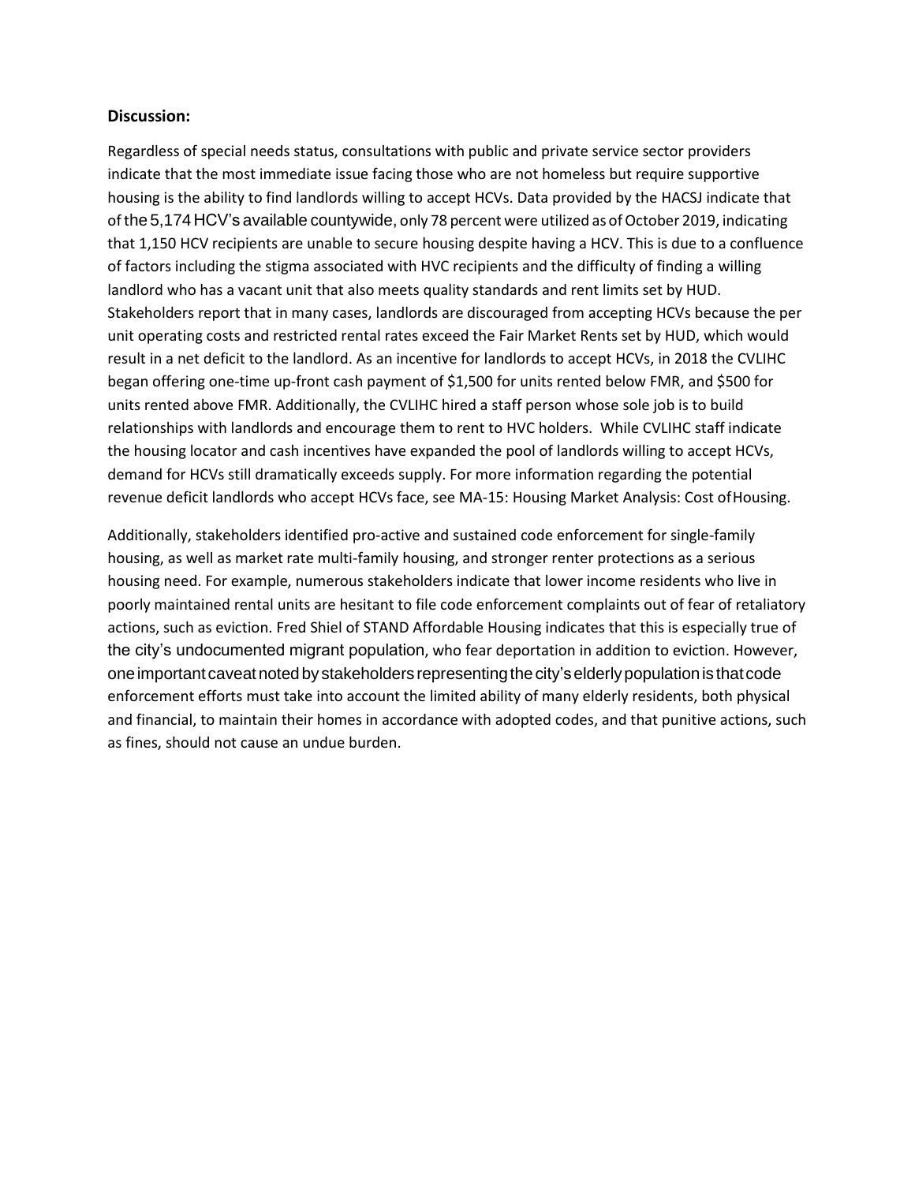**Discussion:**

Regardless of special needs status, consultations with public and private service sector providers indicate that the most immediate issue facing those who are not homeless but require supportive housing is the ability to find landlords willing to accept HCVs. Data provided by the HACSJ indicate that of the 5,174 HCV's available countywide, only 78 percent were utilized as of October 2019, indicating that 1,150 HCV recipients are unable to secure housing despite having a HCV. This is due to a confluence of factors including the stigma associated with HVC recipients and the difficulty of finding a willing landlord who has a vacant unit that also meets quality standards and rent limits set by HUD. Stakeholders report that in many cases, landlords are discouraged from accepting HCVs because the per unit operating costs and restricted rental rates exceed the Fair Market Rents set by HUD, which would result in a net deficit to the landlord. As an incentive for landlords to accept HCVs, in 2018 the CVLIHC began offering one-time up-front cash payment of $1,500 for units rented below FMR, and $500 for units rented above FMR. Additionally, the CVLIHC hired a staff person whose sole job is to build relationships with landlords and encourage them to rent to HVC holders. While CVLIHC staff indicate the housing locator and cash incentives have expanded the pool of landlords willing to accept HCVs, demand for HCVs still dramatically exceeds supply. For more information regarding the potential revenue deficit landlords who accept HCVs face, see MA-15: Housing Market Analysis: Cost of Housing.

Additionally, stakeholders identified pro-active and sustained code enforcement for single-family housing, as well as market rate multi-family housing, and stronger renter protections as a serious housing need. For example, numerous stakeholders indicate that lower income residents who live in poorly maintained rental units are hesitant to file code enforcement complaints out of fear of retaliatory actions, such as eviction. Fred Shiel of STAND Affordable Housing indicates that this is especially true of the city's undocumented migrant population, who fear deportation in addition to eviction. However, one important caveat noted by stakeholders representing the city's elderly population is that code enforcement efforts must take into account the limited ability of many elderly residents, both physical and financial, to maintain their homes in accordance with adopted codes, and that punitive actions, such as fines, should not cause an undue burden.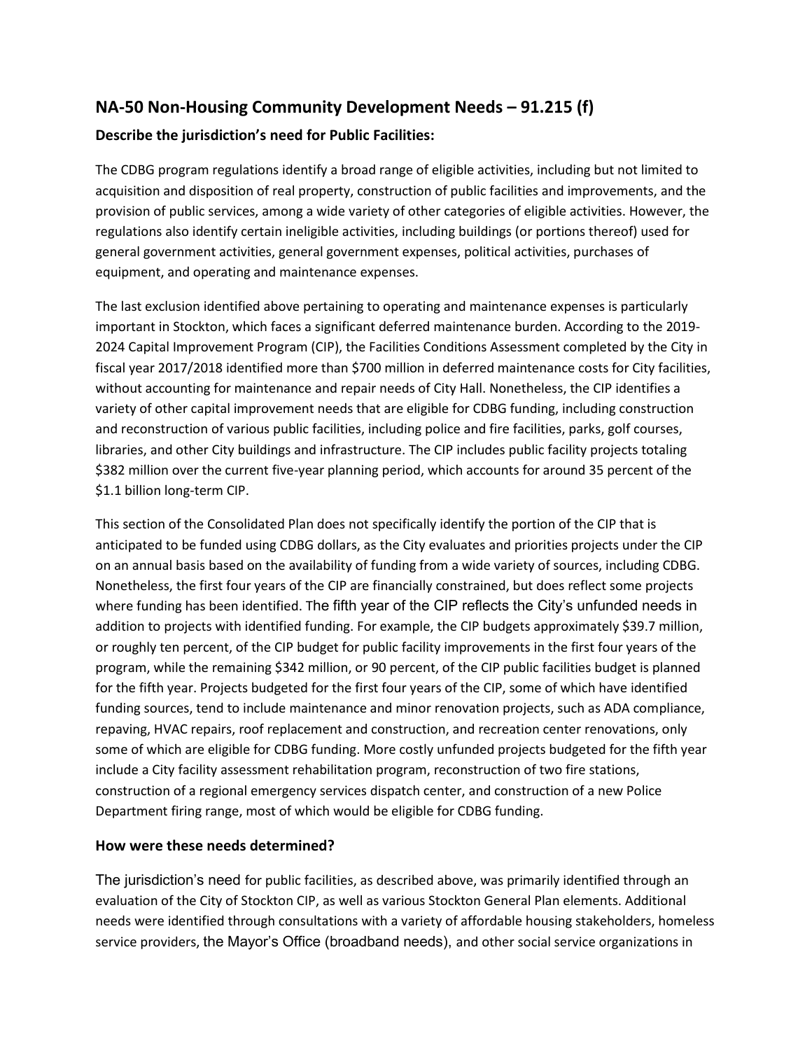## NA-50 Non-Housing Community Development Needs – 91.215 (f)

### Describe the jurisdiction's need for Public Facilities:

The CDBG program regulations identify a broad range of eligible activities, including but not limited to acquisition and disposition of real property, construction of public facilities and improvements, and the provision of public services, among a wide variety of other categories of eligible activities. However, the regulations also identify certain ineligible activities, including buildings (or portions thereof) used for general government activities, general government expenses, political activities, purchases of equipment, and operating and maintenance expenses.

The last exclusion identified above pertaining to operating and maintenance expenses is particularly important in Stockton, which faces a significant deferred maintenance burden. According to the 2019-2024 Capital Improvement Program (CIP), the Facilities Conditions Assessment completed by the City in fiscal year 2017/2018 identified more than $700 million in deferred maintenance costs for City facilities, without accounting for maintenance and repair needs of City Hall. Nonetheless, the CIP identifies a variety of other capital improvement needs that are eligible for CDBG funding, including construction and reconstruction of various public facilities, including police and fire facilities, parks, golf courses, libraries, and other City buildings and infrastructure. The CIP includes public facility projects totaling $382 million over the current five-year planning period, which accounts for around 35 percent of the $1.1 billion long-term CIP.

This section of the Consolidated Plan does not specifically identify the portion of the CIP that is anticipated to be funded using CDBG dollars, as the City evaluates and priorities projects under the CIP on an annual basis based on the availability of funding from a wide variety of sources, including CDBG. Nonetheless, the first four years of the CIP are financially constrained, but does reflect some projects where funding has been identified. The fifth year of the CIP reflects the City's unfunded needs in addition to projects with identified funding. For example, the CIP budgets approximately $39.7 million, or roughly ten percent, of the CIP budget for public facility improvements in the first four years of the program, while the remaining $342 million, or 90 percent, of the CIP public facilities budget is planned for the fifth year. Projects budgeted for the first four years of the CIP, some of which have identified funding sources, tend to include maintenance and minor renovation projects, such as ADA compliance, repaving, HVAC repairs, roof replacement and construction, and recreation center renovations, only some of which are eligible for CDBG funding. More costly unfunded projects budgeted for the fifth year include a City facility assessment rehabilitation program, reconstruction of two fire stations, construction of a regional emergency services dispatch center, and construction of a new Police Department firing range, most of which would be eligible for CDBG funding.

### How were these needs determined?

The jurisdiction's need for public facilities, as described above, was primarily identified through an evaluation of the City of Stockton CIP, as well as various Stockton General Plan elements. Additional needs were identified through consultations with a variety of affordable housing stakeholders, homeless service providers, the Mayor's Office (broadband needs), and other social service organizations in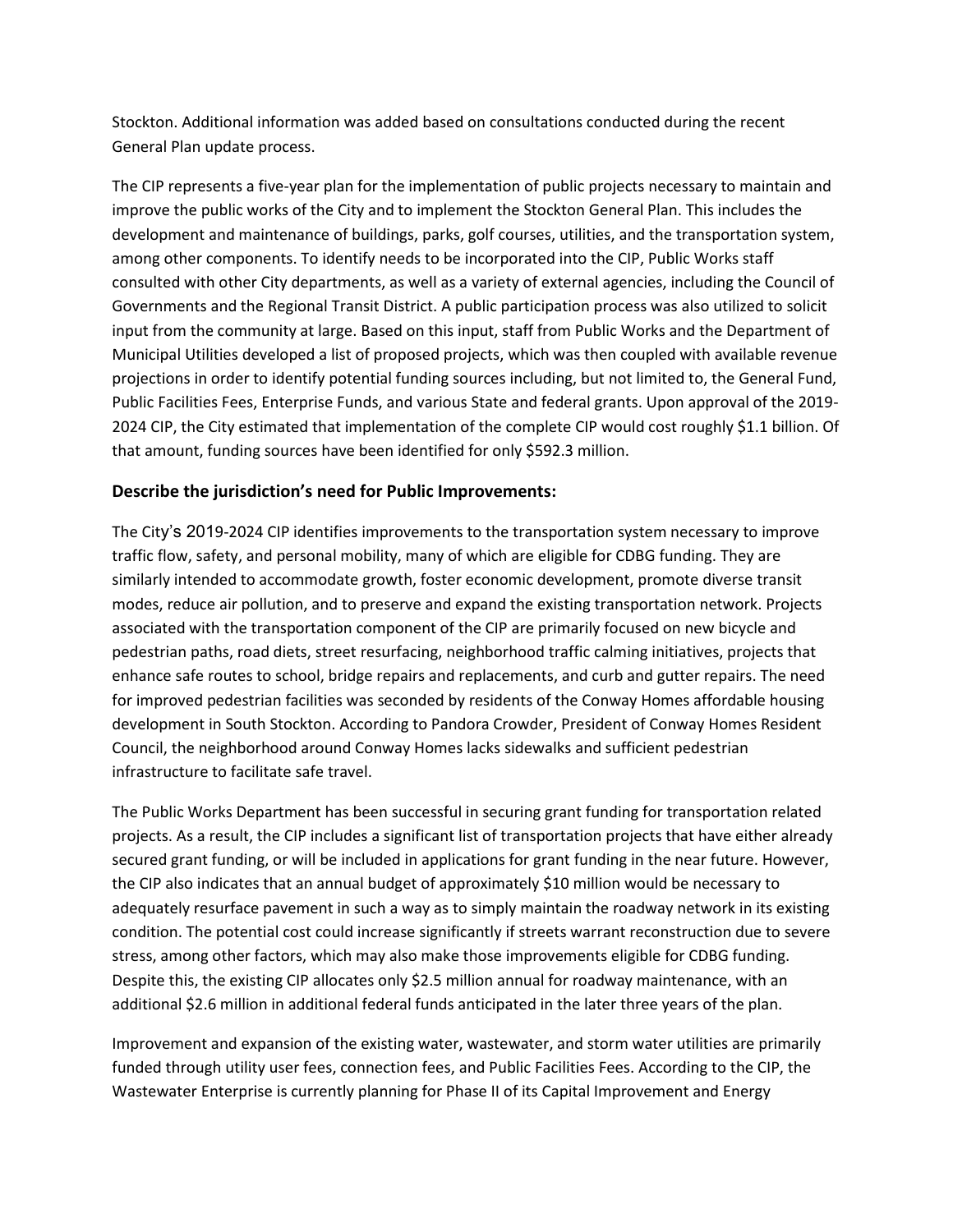Stockton. Additional information was added based on consultations conducted during the recent General Plan update process.

The CIP represents a five-year plan for the implementation of public projects necessary to maintain and improve the public works of the City and to implement the Stockton General Plan. This includes the development and maintenance of buildings, parks, golf courses, utilities, and the transportation system, among other components. To identify needs to be incorporated into the CIP, Public Works staff consulted with other City departments, as well as a variety of external agencies, including the Council of Governments and the Regional Transit District. A public participation process was also utilized to solicit input from the community at large. Based on this input, staff from Public Works and the Department of Municipal Utilities developed a list of proposed projects, which was then coupled with available revenue projections in order to identify potential funding sources including, but not limited to, the General Fund, Public Facilities Fees, Enterprise Funds, and various State and federal grants. Upon approval of the 2019-2024 CIP, the City estimated that implementation of the complete CIP would cost roughly $1.1 billion. Of that amount, funding sources have been identified for only $592.3 million.

### Describe the jurisdiction's need for Public Improvements:

The City's 2019-2024 CIP identifies improvements to the transportation system necessary to improve traffic flow, safety, and personal mobility, many of which are eligible for CDBG funding. They are similarly intended to accommodate growth, foster economic development, promote diverse transit modes, reduce air pollution, and to preserve and expand the existing transportation network. Projects associated with the transportation component of the CIP are primarily focused on new bicycle and pedestrian paths, road diets, street resurfacing, neighborhood traffic calming initiatives, projects that enhance safe routes to school, bridge repairs and replacements, and curb and gutter repairs. The need for improved pedestrian facilities was seconded by residents of the Conway Homes affordable housing development in South Stockton. According to Pandora Crowder, President of Conway Homes Resident Council, the neighborhood around Conway Homes lacks sidewalks and sufficient pedestrian infrastructure to facilitate safe travel.

The Public Works Department has been successful in securing grant funding for transportation related projects. As a result, the CIP includes a significant list of transportation projects that have either already secured grant funding, or will be included in applications for grant funding in the near future. However, the CIP also indicates that an annual budget of approximately $10 million would be necessary to adequately resurface pavement in such a way as to simply maintain the roadway network in its existing condition. The potential cost could increase significantly if streets warrant reconstruction due to severe stress, among other factors, which may also make those improvements eligible for CDBG funding. Despite this, the existing CIP allocates only $2.5 million annual for roadway maintenance, with an additional $2.6 million in additional federal funds anticipated in the later three years of the plan.

Improvement and expansion of the existing water, wastewater, and storm water utilities are primarily funded through utility user fees, connection fees, and Public Facilities Fees. According to the CIP, the Wastewater Enterprise is currently planning for Phase II of its Capital Improvement and Energy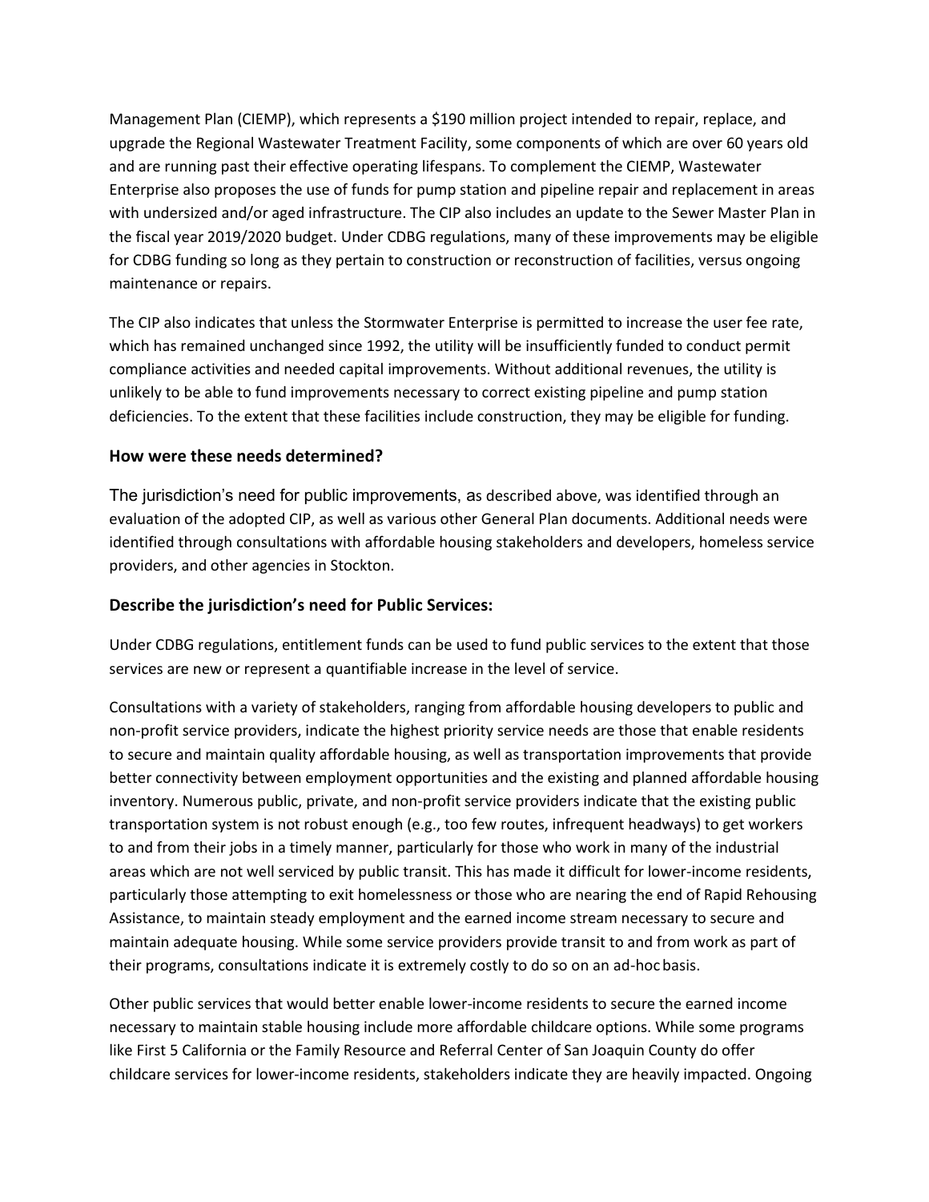Management Plan (CIEMP), which represents a $190 million project intended to repair, replace, and upgrade the Regional Wastewater Treatment Facility, some components of which are over 60 years old and are running past their effective operating lifespans. To complement the CIEMP, Wastewater Enterprise also proposes the use of funds for pump station and pipeline repair and replacement in areas with undersized and/or aged infrastructure. The CIP also includes an update to the Sewer Master Plan in the fiscal year 2019/2020 budget. Under CDBG regulations, many of these improvements may be eligible for CDBG funding so long as they pertain to construction or reconstruction of facilities, versus ongoing maintenance or repairs.

The CIP also indicates that unless the Stormwater Enterprise is permitted to increase the user fee rate, which has remained unchanged since 1992, the utility will be insufficiently funded to conduct permit compliance activities and needed capital improvements. Without additional revenues, the utility is unlikely to be able to fund improvements necessary to correct existing pipeline and pump station deficiencies. To the extent that these facilities include construction, they may be eligible for funding.

### How were these needs determined?

The jurisdiction's need for public improvements, as described above, was identified through an evaluation of the adopted CIP, as well as various other General Plan documents. Additional needs were identified through consultations with affordable housing stakeholders and developers, homeless service providers, and other agencies in Stockton.

### Describe the jurisdiction's need for Public Services:

Under CDBG regulations, entitlement funds can be used to fund public services to the extent that those services are new or represent a quantifiable increase in the level of service.

Consultations with a variety of stakeholders, ranging from affordable housing developers to public and non-profit service providers, indicate the highest priority service needs are those that enable residents to secure and maintain quality affordable housing, as well as transportation improvements that provide better connectivity between employment opportunities and the existing and planned affordable housing inventory. Numerous public, private, and non-profit service providers indicate that the existing public transportation system is not robust enough (e.g., too few routes, infrequent headways) to get workers to and from their jobs in a timely manner, particularly for those who work in many of the industrial areas which are not well serviced by public transit. This has made it difficult for lower-income residents, particularly those attempting to exit homelessness or those who are nearing the end of Rapid Rehousing Assistance, to maintain steady employment and the earned income stream necessary to secure and maintain adequate housing. While some service providers provide transit to and from work as part of their programs, consultations indicate it is extremely costly to do so on an ad-hoc basis.

Other public services that would better enable lower-income residents to secure the earned income necessary to maintain stable housing include more affordable childcare options. While some programs like First 5 California or the Family Resource and Referral Center of San Joaquin County do offer childcare services for lower-income residents, stakeholders indicate they are heavily impacted. Ongoing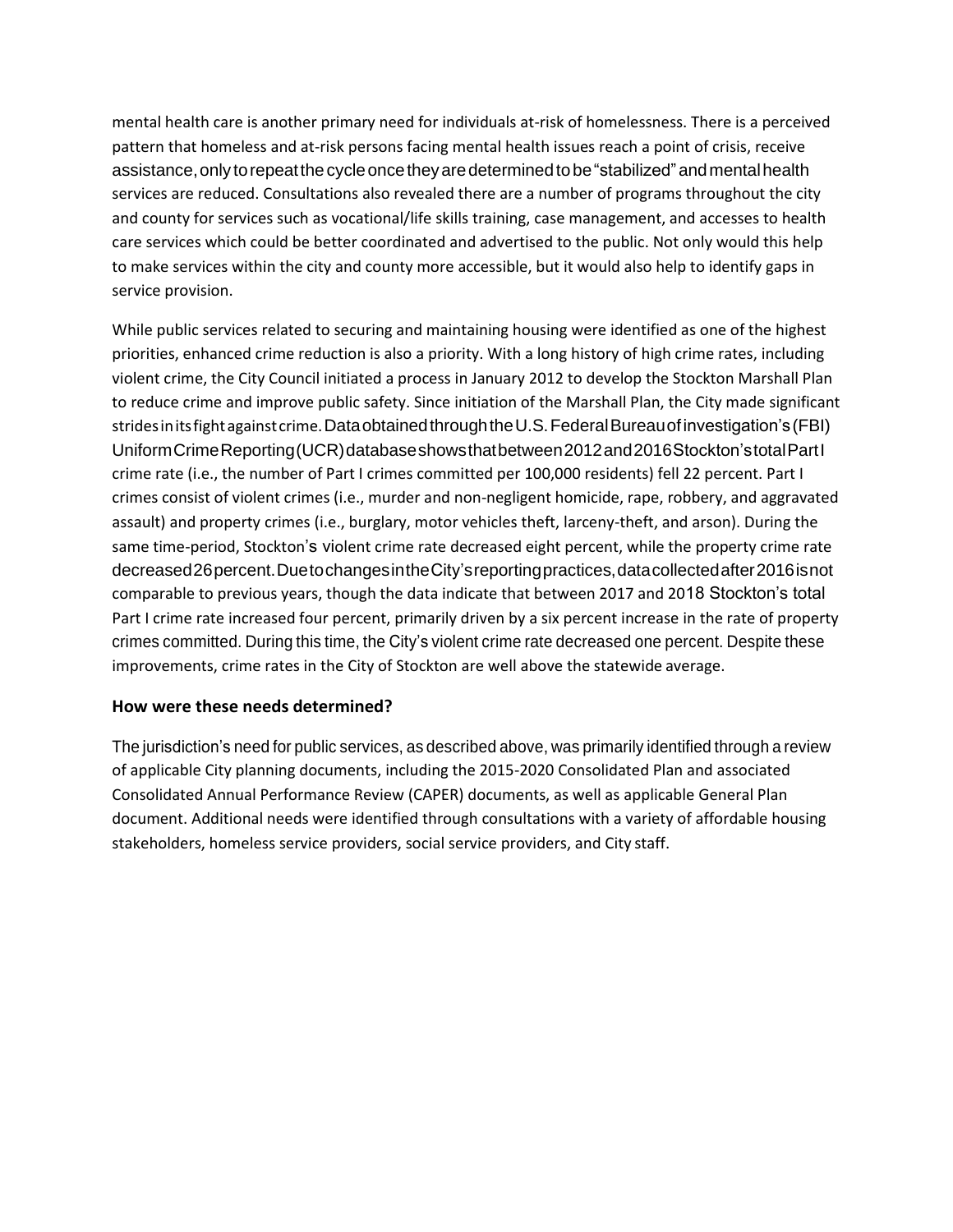mental health care is another primary need for individuals at-risk of homelessness. There is a perceived pattern that homeless and at-risk persons facing mental health issues reach a point of crisis, receive assistance, only to repeat the cycle once they are determined to be "stabilized" and mental health services are reduced. Consultations also revealed there are a number of programs throughout the city and county for services such as vocational/life skills training, case management, and accesses to health care services which could be better coordinated and advertised to the public. Not only would this help to make services within the city and county more accessible, but it would also help to identify gaps in service provision.

While public services related to securing and maintaining housing were identified as one of the highest priorities, enhanced crime reduction is also a priority. With a long history of high crime rates, including violent crime, the City Council initiated a process in January 2012 to develop the Stockton Marshall Plan to reduce crime and improve public safety. Since initiation of the Marshall Plan, the City made significant strides in its fight against crime. Data obtained through the U.S. Federal Bureau of investigation's (FBI) Uniform Crime Reporting (UCR) database shows that between 2012 and 2016 Stockton's total Part I crime rate (i.e., the number of Part I crimes committed per 100,000 residents) fell 22 percent. Part I crimes consist of violent crimes (i.e., murder and non-negligent homicide, rape, robbery, and aggravated assault) and property crimes (i.e., burglary, motor vehicles theft, larceny-theft, and arson). During the same time-period, Stockton's violent crime rate decreased eight percent, while the property crime rate decreased 26 percent. Due to changes in the City's reporting practices, data collected after 2016 is not comparable to previous years, though the data indicate that between 2017 and 2018 Stockton's total Part I crime rate increased four percent, primarily driven by a six percent increase in the rate of property crimes committed. During this time, the City's violent crime rate decreased one percent. Despite these improvements, crime rates in the City of Stockton are well above the statewide average.

### How were these needs determined?

The jurisdiction's need for public services, as described above, was primarily identified through a review of applicable City planning documents, including the 2015-2020 Consolidated Plan and associated Consolidated Annual Performance Review (CAPER) documents, as well as applicable General Plan document. Additional needs were identified through consultations with a variety of affordable housing stakeholders, homeless service providers, social service providers, and City staff.